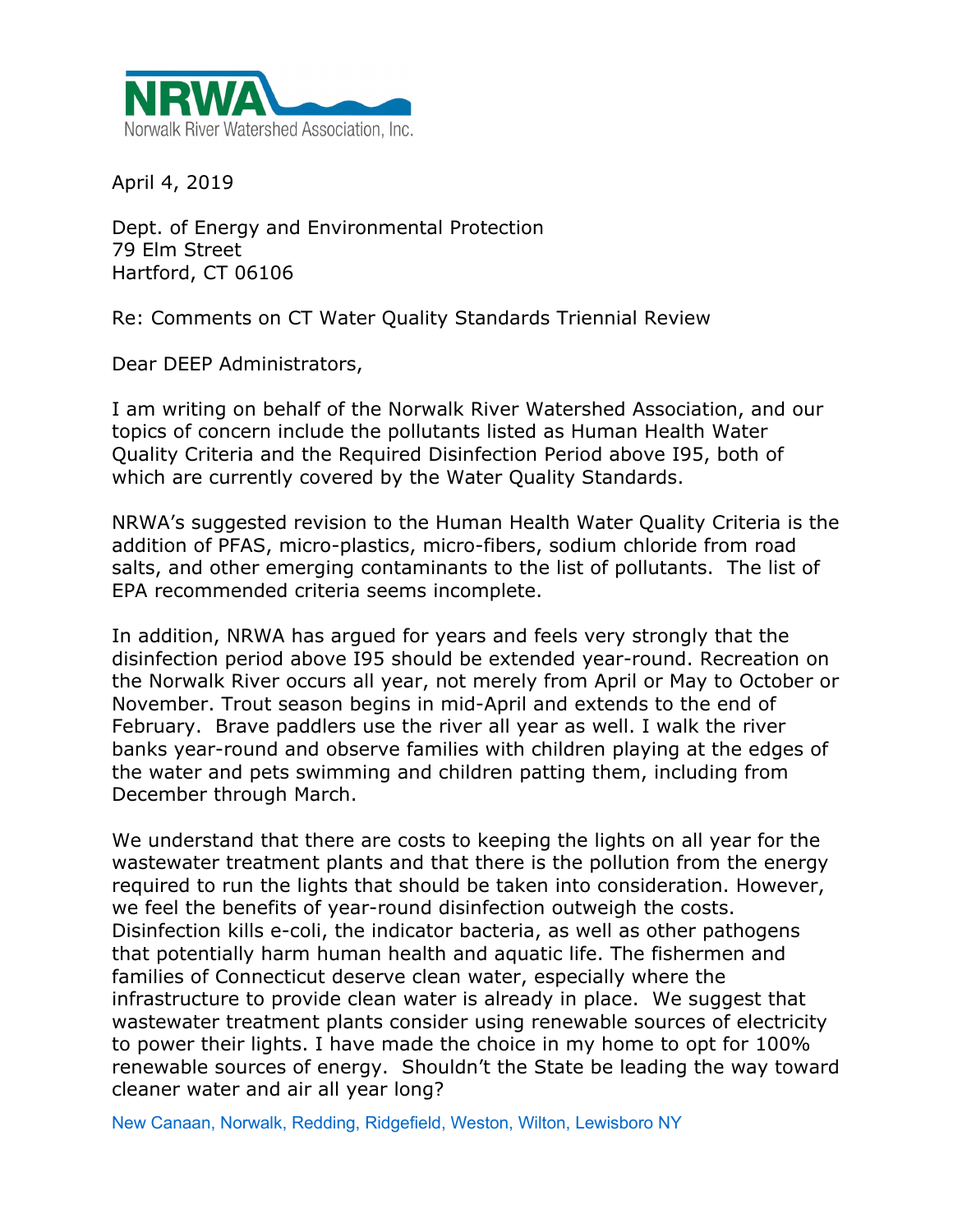NRWA
Norwalk River Watershed Association, Inc.

April 4, 2019

Dept. of Energy and Environmental Protection
79 Elm Street
Hartford, CT 06106

Re: Comments on CT Water Quality Standards Triennial Review

Dear DEEP Administrators,

I am writing on behalf of the Norwalk River Watershed Association, and our topics of concern include the pollutants listed as Human Health Water Quality Criteria and the Required Disinfection Period above I95, both of which are currently covered by the Water Quality Standards.

NRWA's suggested revision to the Human Health Water Quality Criteria is the addition of PFAS, micro-plastics, micro-fibers, sodium chloride from road salts, and other emerging contaminants to the list of pollutants. The list of EPA recommended criteria seems incomplete.

In addition, NRWA has argued for years and feels very strongly that the disinfection period above I95 should be extended year-round. Recreation on the Norwalk River occurs all year, not merely from April or May to October or November. Trout season begins in mid-April and extends to the end of February. Brave paddlers use the river all year as well. I walk the river banks year-round and observe families with children playing at the edges of the water and pets swimming and children patting them, including from December through March.

We understand that there are costs to keeping the lights on all year for the wastewater treatment plants and that there is the pollution from the energy required to run the lights that should be taken into consideration. However, we feel the benefits of year-round disinfection outweigh the costs. Disinfection kills e-coli, the indicator bacteria, as well as other pathogens that potentially harm human health and aquatic life. The fishermen and families of Connecticut deserve clean water, especially where the infrastructure to provide clean water is already in place. We suggest that wastewater treatment plants consider using renewable sources of electricity to power their lights. I have made the choice in my home to opt for 100% renewable sources of energy. Shouldn't the State be leading the way toward cleaner water and air all year long?

New Canaan, Norwalk, Redding, Ridgefield, Weston, Wilton, Lewisboro NY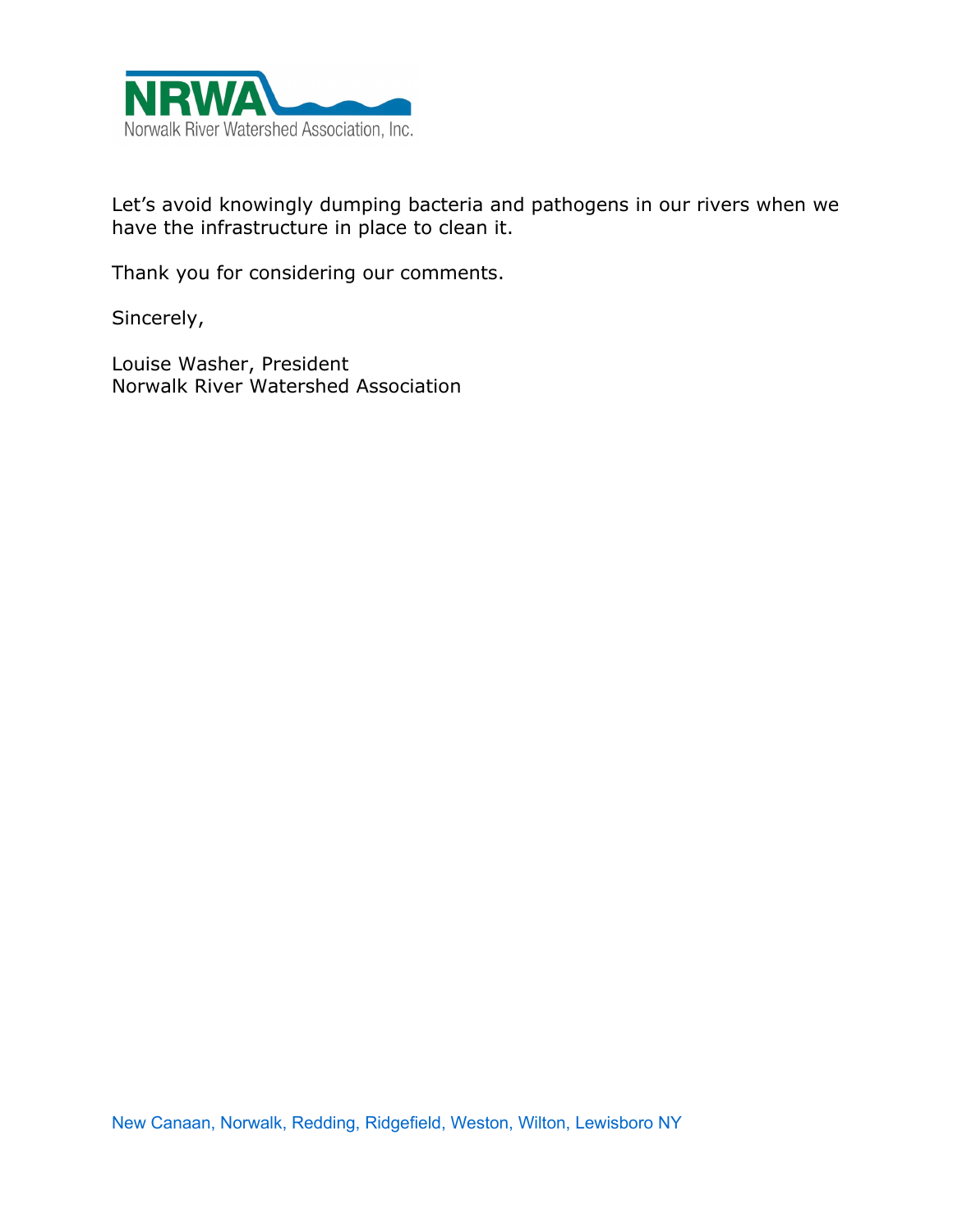Let's avoid knowingly dumping bacteria and pathogens in our rivers when we have the infrastructure in place to clean it.

Thank you for considering our comments.

Sincerely,

Louise Washer, President  
Norwalk River Watershed Association